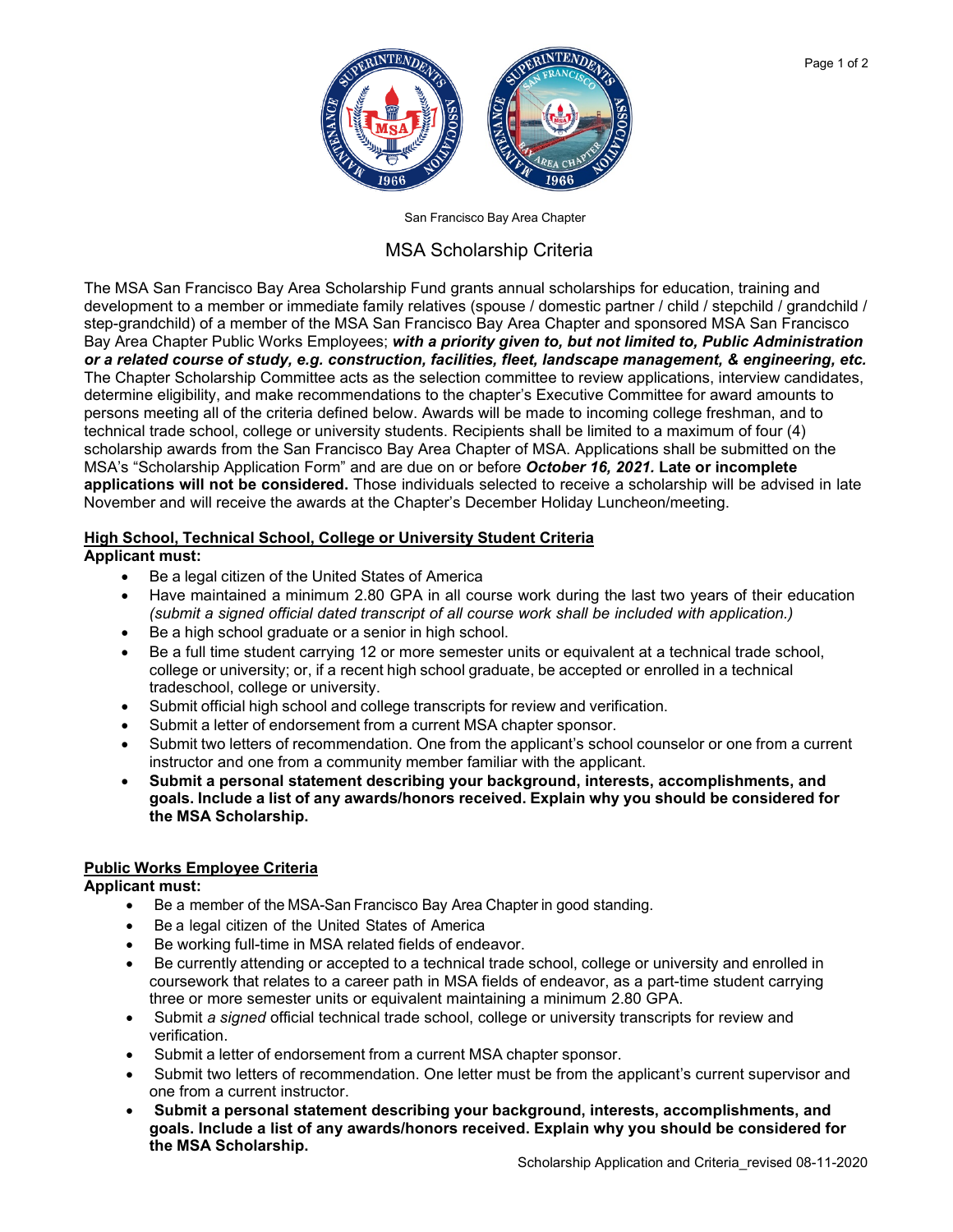San Francisco Bay Area Chapter

# MSA Scholarship Criteria

The MSA San Francisco Bay Area Scholarship Fund grants annual scholarships for education, training and development to a member or immediate family relatives (spouse / domestic partner / child / stepchild / grandchild / step-grandchild) of a member of the MSA San Francisco Bay Area Chapter and sponsored MSA San Francisco Bay Area Chapter Public Works Employees; ***with a priority given to, but not limited to, Public Administration or a related course of study, e.g. construction, facilities, fleet, landscape management, & engineering, etc.*** The Chapter Scholarship Committee acts as the selection committee to review applications, interview candidates, determine eligibility, and make recommendations to the chapter's Executive Committee for award amounts to persons meeting all of the criteria defined below. Awards will be made to incoming college freshman, and to technical trade school, college or university students. Recipients shall be limited to a maximum of four (4) scholarship awards from the San Francisco Bay Area Chapter of MSA. Applications shall be submitted on the MSA's "Scholarship Application Form" and are due on or before ***October 16, 2021.*** **Late or incomplete applications will not be considered.** Those individuals selected to receive a scholarship will be advised in late November and will receive the awards at the Chapter's December Holiday Luncheon/meeting.

## High School, Technical School, College or University Student Criteria

**Applicant must:**

- Be a legal citizen of the United States of America
- Have maintained a minimum 2.80 GPA in all course work during the last two years of their education *(submit a signed official dated transcript of all course work shall be included with application.)*
- Be a high school graduate or a senior in high school.
- Be a full time student carrying 12 or more semester units or equivalent at a technical trade school, college or university; or, if a recent high school graduate, be accepted or enrolled in a technical tradeschool, college or university.
- Submit official high school and college transcripts for review and verification.
- Submit a letter of endorsement from a current MSA chapter sponsor.
- Submit two letters of recommendation. One from the applicant's school counselor or one from a current instructor and one from a community member familiar with the applicant.
- **Submit a personal statement describing your background, interests, accomplishments, and goals. Include a list of any awards/honors received. Explain why you should be considered for the MSA Scholarship.**

## Public Works Employee Criteria

**Applicant must:**

- Be a member of the MSA-San Francisco Bay Area Chapter in good standing.
- Be a legal citizen of the United States of America
- Be working full-time in MSA related fields of endeavor.
- Be currently attending or accepted to a technical trade school, college or university and enrolled in coursework that relates to a career path in MSA fields of endeavor, as a part-time student carrying three or more semester units or equivalent maintaining a minimum 2.80 GPA.
- Submit *a signed* official technical trade school, college or university transcripts for review and verification.
- Submit a letter of endorsement from a current MSA chapter sponsor.
- Submit two letters of recommendation. One letter must be from the applicant's current supervisor and one from a current instructor.
- **Submit a personal statement describing your background, interests, accomplishments, and goals. Include a list of any awards/honors received. Explain why you should be considered for the MSA Scholarship.**

Scholarship Application and Criteria_revised 08-11-2020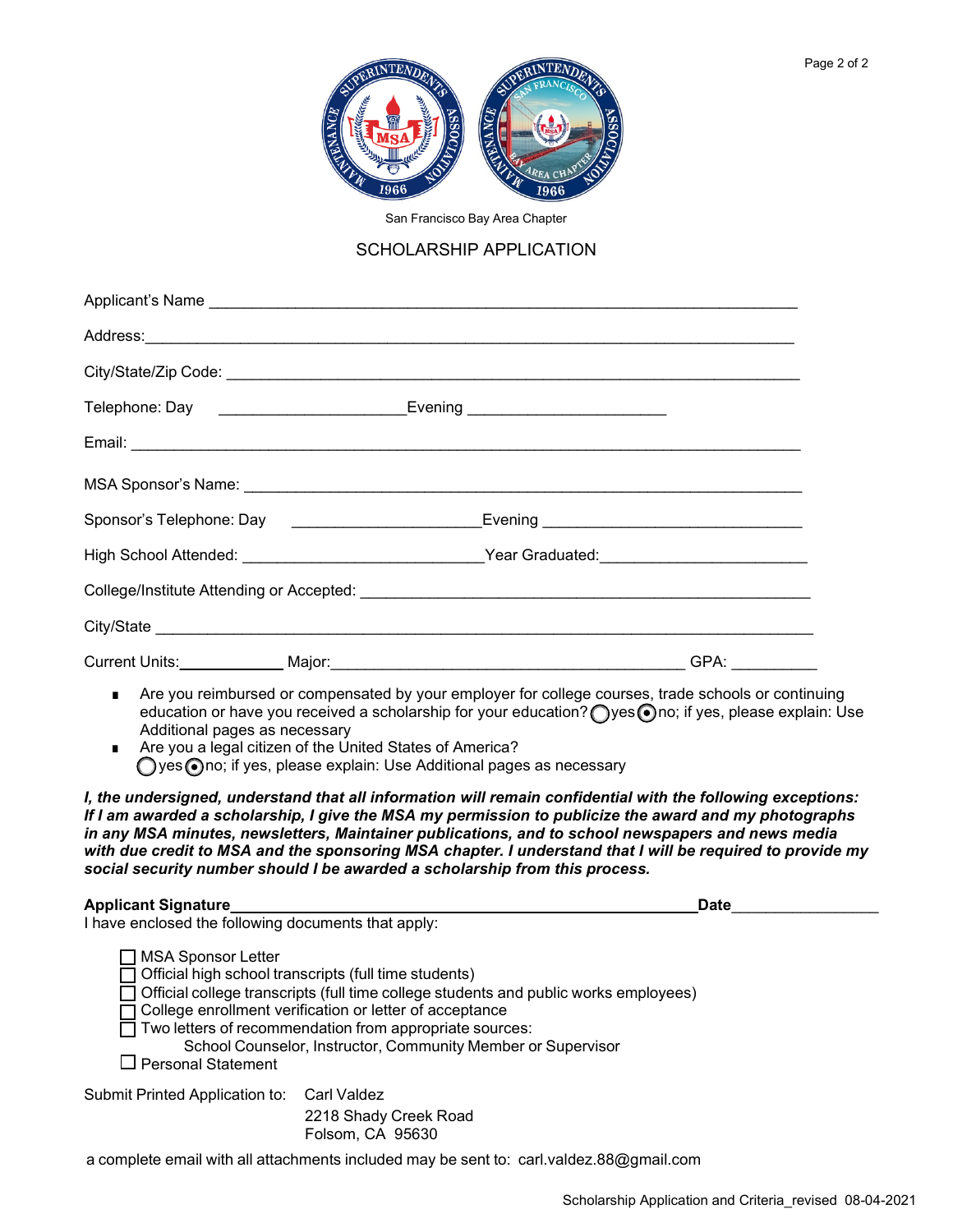San Francisco Bay Area Chapter

# SCHOLARSHIP APPLICATION

Applicant's Name ___________________________________________________________________

Address:___________________________________________________________________________

City/State/Zip Code: _________________________________________________________________

Telephone: Day _____________________ Evening ______________________

Email: _____________________________________________________________________________

MSA Sponsor's Name: _______________________________________________________________

Sponsor's Telephone: Day _____________________ Evening ______________________________

High School Attended: ___________________________ Year Graduated: _____________________

College/Institute Attending or Accepted: _____________________________________________________

City/State ___________________________________________________________________________

Current Units: ___________ Major: _______________________________________ GPA: __________

- Are you reimbursed or compensated by your employer for college courses, trade schools or continuing education or have you received a scholarship for your education? ◯ yes ◉ no; if yes, please explain: Use Additional pages as necessary
- Are you a legal citizen of the United States of America? ◯ yes ◉ no; if yes, please explain: Use Additional pages as necessary

***I, the undersigned, understand that all information will remain confidential with the following exceptions: If I am awarded a scholarship, I give the MSA my permission to publicize the award and my photographs in any MSA minutes, newsletters, Maintainer publications, and to school newspapers and news media with due credit to MSA and the sponsoring MSA chapter. I understand that I will be required to provide my social security number should I be awarded a scholarship from this process.***

**Applicant Signature**_______________________________________________________ **Date**_______________

I have enclosed the following documents that apply:

- ☐ MSA Sponsor Letter
- ☐ Official high school transcripts (full time students)
- ☐ Official college transcripts (full time college students and public works employees)
- ☐ College enrollment verification or letter of acceptance
- ☐ Two letters of recommendation from appropriate sources:
  School Counselor, Instructor, Community Member or Supervisor
- ☐ Personal Statement

Submit Printed Application to: Carl Valdez
2218 Shady Creek Road
Folsom, CA 95630

a complete email with all attachments included may be sent to: carl.valdez.88@gmail.com

Scholarship Application and Criteria_revised 08-04-2021